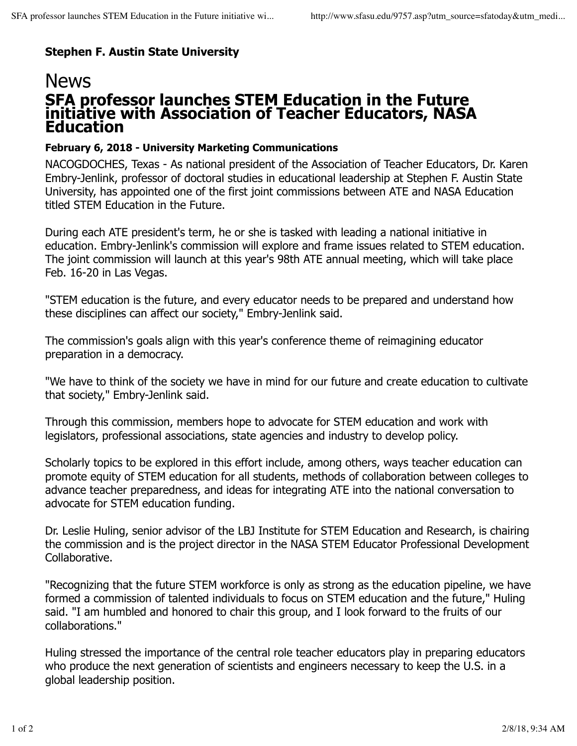**Stephen F. Austin State University**

# News

## SFA professor launches STEM Education in the Future initiative with Association of Teacher Educators, NASA Education

**February 6, 2018 - University Marketing Communications**

NACOGDOCHES, Texas - As national president of the Association of Teacher Educators, Dr. Karen Embry-Jenlink, professor of doctoral studies in educational leadership at Stephen F. Austin State University, has appointed one of the first joint commissions between ATE and NASA Education titled STEM Education in the Future.

During each ATE president's term, he or she is tasked with leading a national initiative in education. Embry-Jenlink's commission will explore and frame issues related to STEM education. The joint commission will launch at this year's 98th ATE annual meeting, which will take place Feb. 16-20 in Las Vegas.

"STEM education is the future, and every educator needs to be prepared and understand how these disciplines can affect our society," Embry-Jenlink said.

The commission's goals align with this year's conference theme of reimagining educator preparation in a democracy.

"We have to think of the society we have in mind for our future and create education to cultivate that society," Embry-Jenlink said.

Through this commission, members hope to advocate for STEM education and work with legislators, professional associations, state agencies and industry to develop policy.

Scholarly topics to be explored in this effort include, among others, ways teacher education can promote equity of STEM education for all students, methods of collaboration between colleges to advance teacher preparedness, and ideas for integrating ATE into the national conversation to advocate for STEM education funding.

Dr. Leslie Huling, senior advisor of the LBJ Institute for STEM Education and Research, is chairing the commission and is the project director in the NASA STEM Educator Professional Development Collaborative.

"Recognizing that the future STEM workforce is only as strong as the education pipeline, we have formed a commission of talented individuals to focus on STEM education and the future," Huling said. "I am humbled and honored to chair this group, and I look forward to the fruits of our collaborations."

Huling stressed the importance of the central role teacher educators play in preparing educators who produce the next generation of scientists and engineers necessary to keep the U.S. in a global leadership position.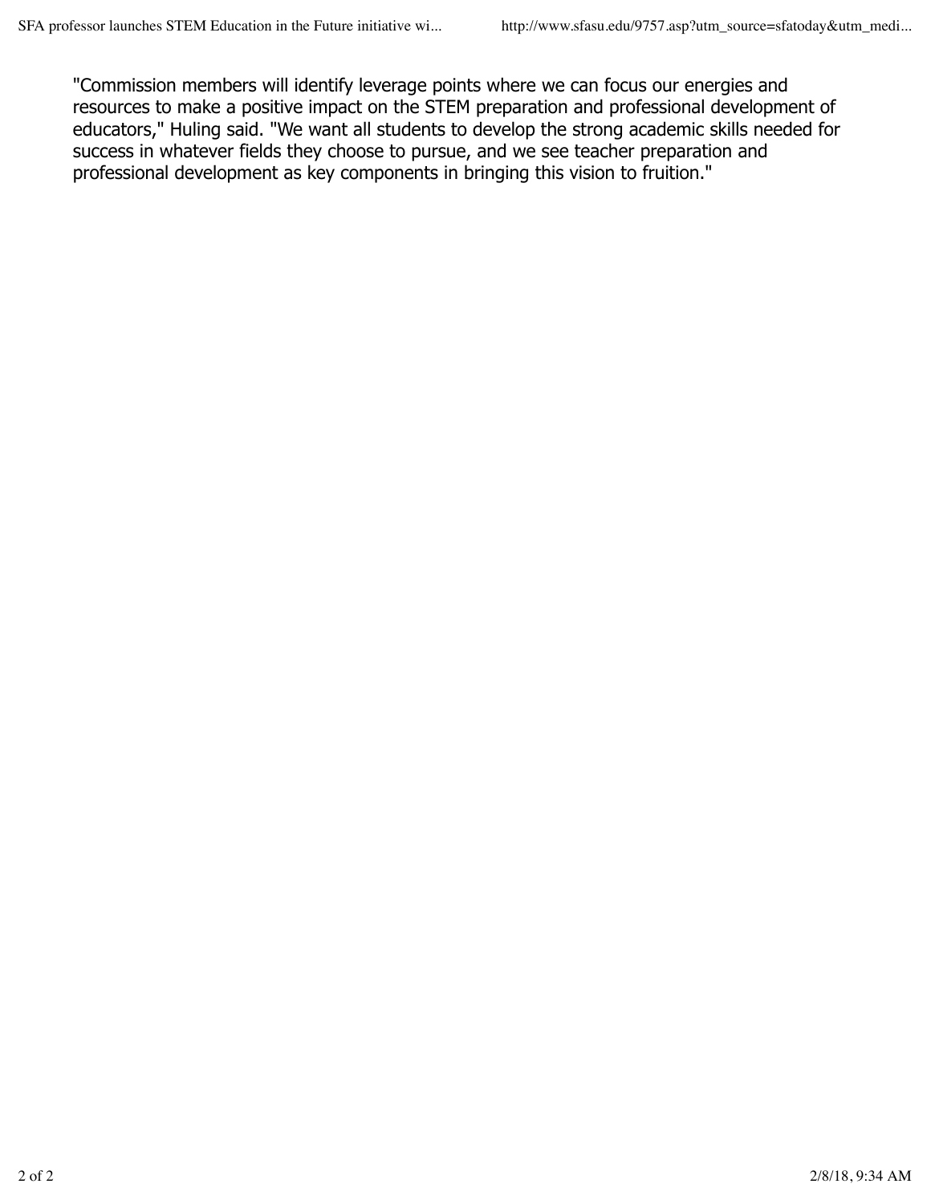"Commission members will identify leverage points where we can focus our energies and resources to make a positive impact on the STEM preparation and professional development of educators," Huling said. "We want all students to develop the strong academic skills needed for success in whatever fields they choose to pursue, and we see teacher preparation and professional development as key components in bringing this vision to fruition."